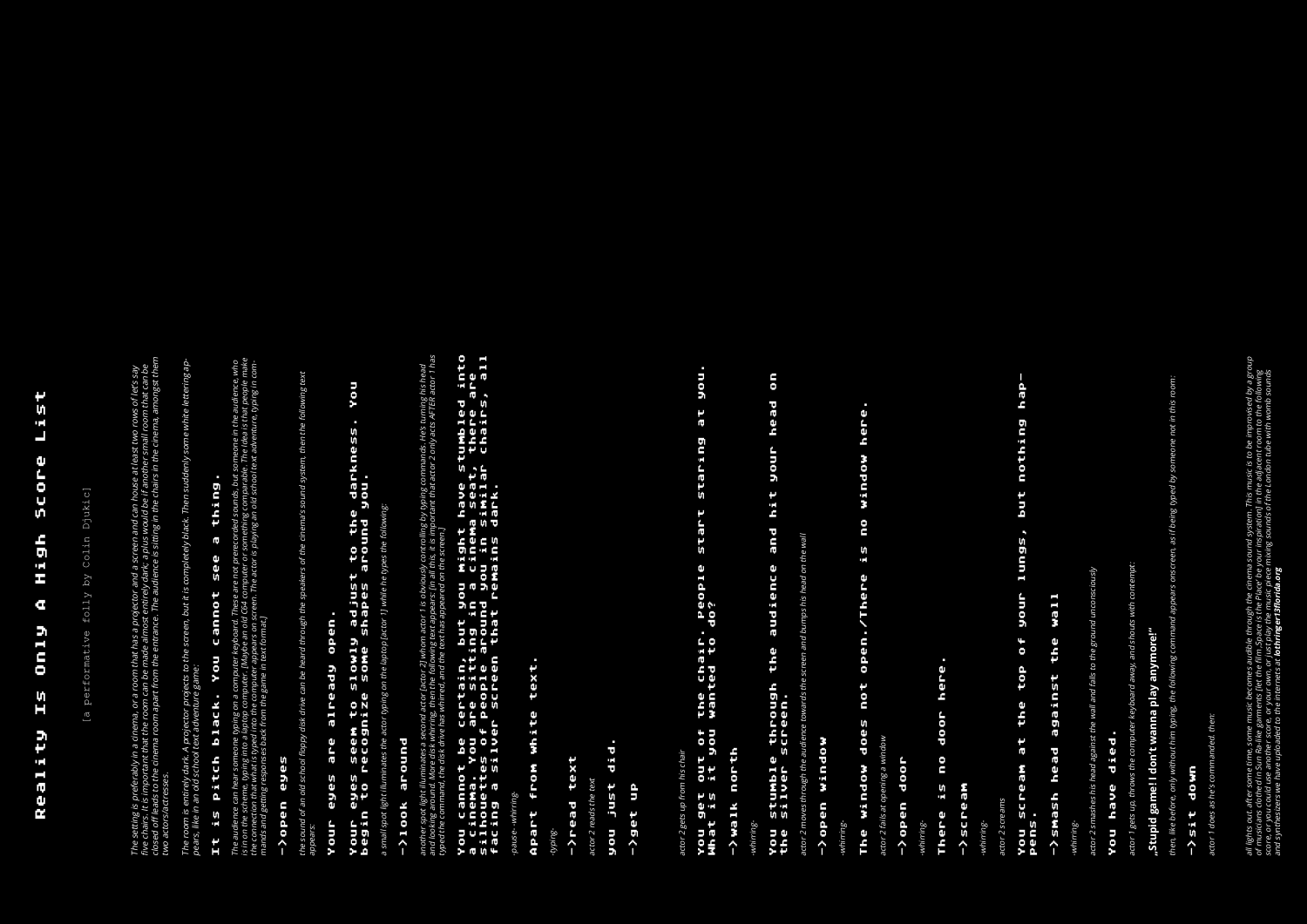# Reality Is Only A High Score List

[a performative folly by Colin Djukic]

*The setting is preferably in a cinema, or a room that has a projector and a screen and can house at least two rows of let's say five chairs. It is important that the room can be made almost entirely dark; a plus would be if another small room that can be closed off leads to the cinema room apart from the entrance. The audience is sitting in the chairs in the cinema, amongst them two actors/actresses.*

*The room is entirely dark. A projector projects to the screen, but it is completely black. Then suddenly some white lettering appears, like in an old school text adventure game:*

**It is pitch black. You cannot see a thing.**

*The audience can hear someone typing on a computer keyboard. These are not prerecorded sounds, but someone in the audience, who is not in the scene, typing into a laptop computer. (Maybe an old C64 computer or something comparable. The idea is that people make the connection that what is typed into the computer appears on screen. The actor is playing an old school text adventure, typing in commands and getting responses back from the game in text format.)*

**->open eyes**

*the sound of an old school floppy disk drive can be heard through the speakers of the cinema's sound system, then the following text appears:*

**Your eyes are already open.**

**Your eyes seem to slowly adjust to the darkness. You begin to recognize some shapes around you.**

*a small spot light illuminates the actor typing on the laptop [actor 1] while he types the following:*

**->look around**

*another spot light illuminates a second actor (actor 2) whom actor 1 is obviously controlling by typing commands. He's turning his head and looking around. More disk whirring, then the following text appears: (in all this, it is important that actor 2 only acts AFTER actor 1 has typed the command, the disk drive has whirred, and the text has appeared on the screen.)*

**You cannot be certain, but you might have stumbled into a cinema. You are sitting in a cinema seat, there are silhouettes of people around you in similar chairs, all facing a silver screen that remains dark.**

*-pause- -whirring-*

**Apart from white text.**

*-typing-*

**->read text**

*actor 2 reads the text*

**you just did.**

**->get up**

*actor 2 gets up from his chair*

**You get out of the chair. People start staring at you. What is it you wanted to do?**

**->walk north**

*-whirring-*

**You stumble through the audience and hit your head on the silver screen.**

*actor 2 moves through the audience towards the screen and bumps his head on the wall*

**->open window**

*-whirring-*

**The window does not open./There is no window here.**

*actor 2 fails at opening a window*

**->open door**

*-whirring-*

**There is no door here.**

**->scream**

*-whirring-*

*actor 2 screams*

**You scream at the top of your lungs, but nothing happens.**

**->smash head against the wall**

*-whirring-*

*actor 2 smashes his head against the wall and falls to the ground unconsciously*

**You have died.**

*actor 1 gets up, throws the computer keyboard away, and shouts with contempt:*

**„Stupid game! I don't wanna play anymore!"**

*then, like before, only without him typing, the following command appears onscreen, as if being typed by someone not in this room:*

**->sit down**

*actor 1 does as he's commanded. then:*

*all lights out. after some time, some music becomes audible through the cinema sound system. This music is to be improvised by a group of musicians clothed in Sun Ra-like garments (let the film „Space is the Place" be your inspiration) in the adjacent room to the following score: Take a sound recorder and go to your own local subway station and record the incoming and outgoing trains. Then play the music according to the recording. Alternatively, you can play the music according to the recording of the incoming and outgoing trains of the London tube with wombo sounds and synthesizers we have uploaded to the internets at* ***lothringer13florida.org***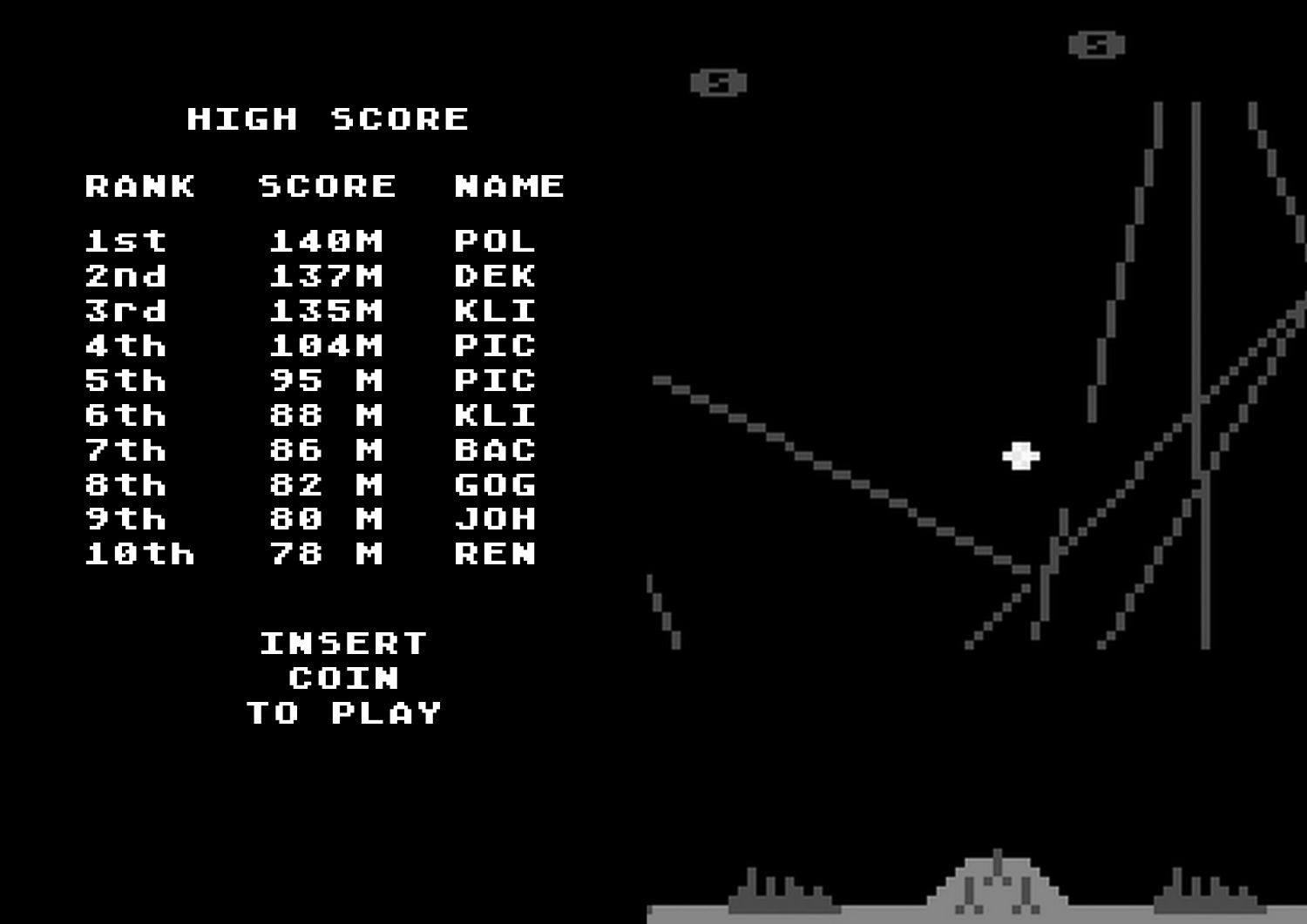# HIGH SCORE

| RANK | SCORE | NAME |
|---|---|---|
| 1st | 140M | POL |
| 2nd | 137M | DEK |
| 3rd | 135M | KLI |
| 4th | 104M | PIC |
| 5th | 95 M | PIC |
| 6th | 88 M | KLI |
| 7th | 86 M | BAC |
| 8th | 82 M | GOG |
| 9th | 80 M | JOH |
| 10th | 78 M | REN |

INSERT
COIN
TO PLAY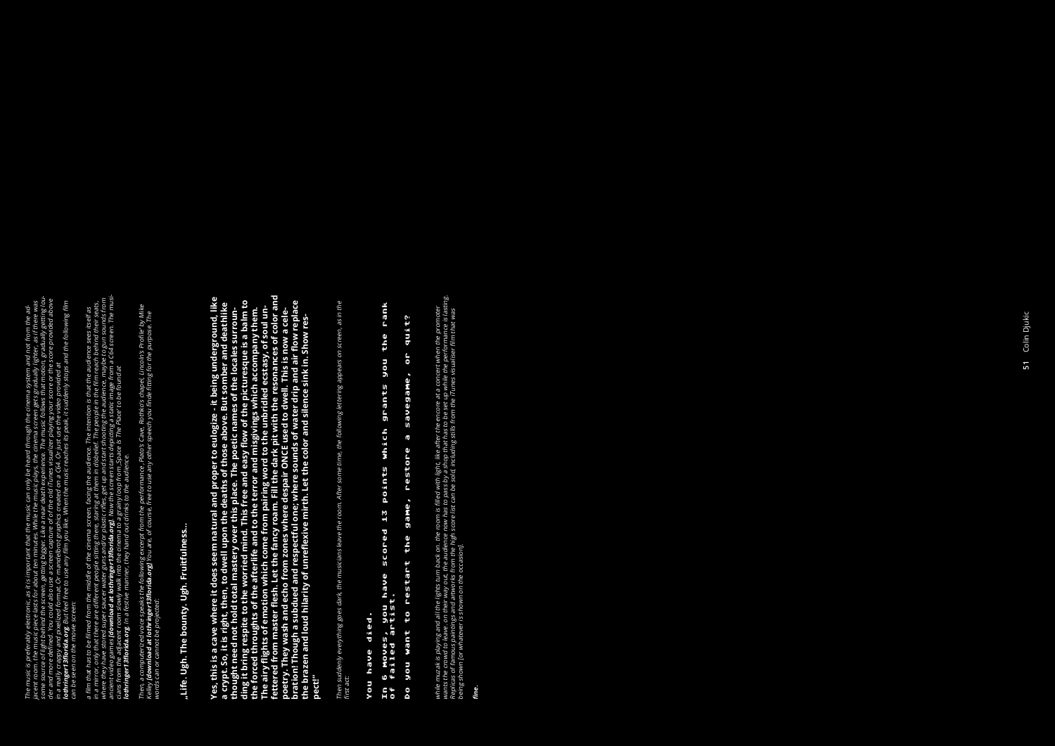*The music is preferably electronic, as it is important that the music can only be heard through the cinema system and not from the adjacent room. The music piece lasts for about ten minutes. While the music plays, the cinema screen gets gradually lighter, as if there was some source of light behind the screen, getting bigger. Like a near death experience. The music follows that motion, gradually getting louder and more defined. You could also use a screen capture of of the old iTunes visualizer playing your score or the score provided above in a really cheesy and pixelated format. Or maybe a bright graphic created on a C64. Or just use the video provided at* ***lothringer13florida.org****. But feel free to use any film you like. When the music reaches its peak, it suddenly stops and the following film can be seen on the movie screen:*

*a film that has to be filmed from the middle of the cinema screen, facing the audience. The intention is that the audience sees itself as in a mirror, only that there are different people sitting there, staring at them in disbelief. The people in the film reach behind their seats, where they have stored super saucer water guns and/or plastic rifles, get up and start shooting the audience, maybe to gun sounds from ancient video games* ***(download at lothringer13florida.org)****. Now the screen starts depicting a static image from a C64 screen. The musicians from the adjacent room slowly walk into the cinema to a grainy loop from „Space is The Place" to be found at* ***lothringer13florida.org*** *in a festive manner, they hand out drinks to the audience.*

*Then, a computerized voice speaks the following excerpt from the performance „Plato's Cave, Rothko's chapel, Lincoln's Profile" by Mike Kelley* ***(download at lothringer13florida.org)*** *You are, of course, free to use any other speech you find fitting for the purpose. The words can or cannot be projected:*

**„Life. Ugh. The bounty. Ugh. Fruitfulness…**

**Yes, this is a cave where it does seem natural and proper to eulogize - it being underground, like a crypt. So, it is right, then, to dwell upon the deaths of those above. But somber and deathlike thought need not hold total mastery over this place. The poetic names of the locales surrounding it bring respite to the worried mind. This free and easy flow of the picturesque is a balm to the forced throughts of the afterlife and to the terror and misgivings which accompany them. The airy flights of emotion which come from pairing word to the unbridled ecstasy, of soul unfettered from master flesh. Let the fancy roam. Fill the dark pit with the resonances of color and poetry. They wash and echo from zones where despair ONCE used to dwell. This is now a celebration! Though a subdued and respectful one; where sounds of water drip and air flow replace the brazen and loud hilarity of unreflexive mirth. Let the color and silence sink in. Show respect!"**

*Then suddenly everything goes dark, the musicians leave the room. After some time, the following lettering appears on screen, as in the first act:*

```
You have died.

In 6 moves, you have scored 13 points which grants you the rank
of failed artist.

Do you want to restart the game, restore a savegame, or quit?
```

*while muzak is playing and all the lights turn back on. the room is filled with light, like after the encore at a concert when the promoter wants the crowd to leave. on their way out, the audience now has to pass by a shop that has to be set up while the performance is lasting. Replicas of famous paintings and artworks from the high score list can be sold, including stills from the iTunes visualiser film that was being shown (or whatever is shown on the occasion).*

***fine.***